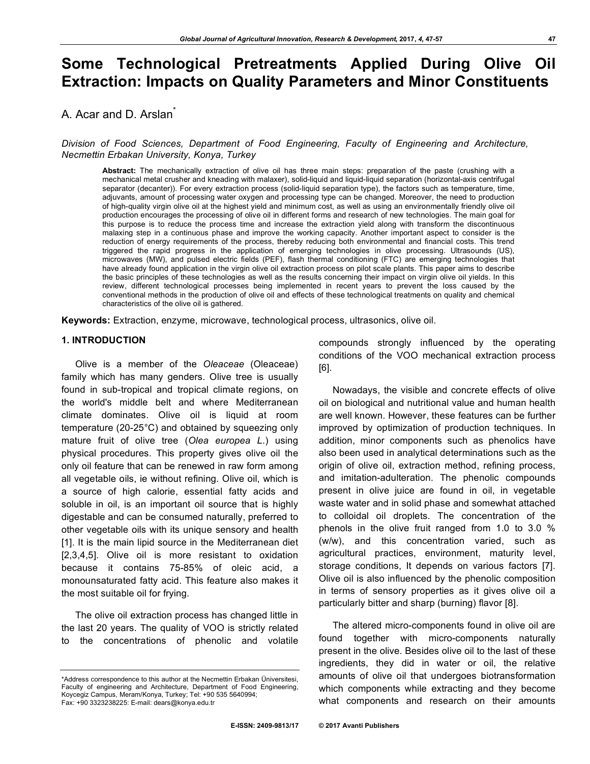# Some Technological Pretreatments Applied During Olive Oil Extraction: Impacts on Quality Parameters and Minor Constituents

A. Acar and D. Arslan*

*Division of Food Sciences, Department of Food Engineering, Faculty of Engineering and Architecture, Necmettin Erbakan University, Konya, Turkey*

**Abstract:** The mechanically extraction of olive oil has three main steps: preparation of the paste (crushing with a mechanical metal crusher and kneading with malaxer), solid-liquid and liquid-liquid separation (horizontal-axis centrifugal separator (decanter)). For every extraction process (solid-liquid separation type), the factors such as temperature, time, adjuvants, amount of processing water oxygen and processing type can be changed. Moreover, the need to production of high-quality virgin olive oil at the highest yield and minimum cost, as well as using an environmentally friendly olive oil production encourages the processing of olive oil in different forms and research of new technologies. The main goal for this purpose is to reduce the process time and increase the extraction yield along with transform the discontinuous malaxing step in a continuous phase and improve the working capacity. Another important aspect to consider is the reduction of energy requirements of the process, thereby reducing both environmental and financial costs. This trend triggered the rapid progress in the application of emerging technologies in olive processing. Ultrasounds (US), microwaves (MW), and pulsed electric fields (PEF), flash thermal conditioning (FTC) are emerging technologies that have already found application in the virgin olive oil extraction process on pilot scale plants. This paper aims to describe the basic principles of these technologies as well as the results concerning their impact on virgin olive oil yields. In this review, different technological processes being implemented in recent years to prevent the loss caused by the conventional methods in the production of olive oil and effects of these technological treatments on quality and chemical characteristics of the olive oil is gathered.

**Keywords:** Extraction, enzyme, microwave, technological process, ultrasonics, olive oil.

## 1. INTRODUCTION

Olive is a member of the *Oleaceae* (Oleaceae) family which has many genders. Olive tree is usually found in sub-tropical and tropical climate regions, on the world's middle belt and where Mediterranean climate dominates. Olive oil is liquid at room temperature (20-25°C) and obtained by squeezing only mature fruit of olive tree (*Olea europea L.*) using physical procedures. This property gives olive oil the only oil feature that can be renewed in raw form among all vegetable oils, ie without refining. Olive oil, which is a source of high calorie, essential fatty acids and soluble in oil, is an important oil source that is highly digestable and can be consumed naturally, preferred to other vegetable oils with its unique sensory and health [1]. It is the main lipid source in the Mediterranean diet [2,3,4,5]. Olive oil is more resistant to oxidation because it contains 75-85% of oleic acid, a monounsaturated fatty acid. This feature also makes it the most suitable oil for frying.

The olive oil extraction process has changed little in the last 20 years. The quality of VOO is strictly related to the concentrations of phenolic and volatile compounds strongly influenced by the operating conditions of the VOO mechanical extraction process [6].

Nowadays, the visible and concrete effects of olive oil on biological and nutritional value and human health are well known. However, these features can be further improved by optimization of production techniques. In addition, minor components such as phenolics have also been used in analytical determinations such as the origin of olive oil, extraction method, refining process, and imitation-adulteration. The phenolic compounds present in olive juice are found in oil, in vegetable waste water and in solid phase and somewhat attached to colloidal oil droplets. The concentration of the phenols in the olive fruit ranged from 1.0 to 3.0 % (w/w), and this concentration varied, such as agricultural practices, environment, maturity level, storage conditions, It depends on various factors [7]. Olive oil is also influenced by the phenolic composition in terms of sensory properties as it gives olive oil a particularly bitter and sharp (burning) flavor [8].

The altered micro-components found in olive oil are found together with micro-components naturally present in the olive. Besides olive oil to the last of these ingredients, they did in water or oil, the relative amounts of olive oil that undergoes biotransformation which components while extracting and they become what components and research on their amounts

---

*Address correspondence to this author at the Necmettin Erbakan Üniversitesi, Faculty of engineering and Architecture, Department of Food Engineering, Koycegiz Campus, Meram/Konya, Turkey; Tel: +90 535 5640994; Fax: +90 3323238225: E-mail: dears@konya.edu.tr

E-ISSN: 2409-9813/17 © 2017 Avanti Publishers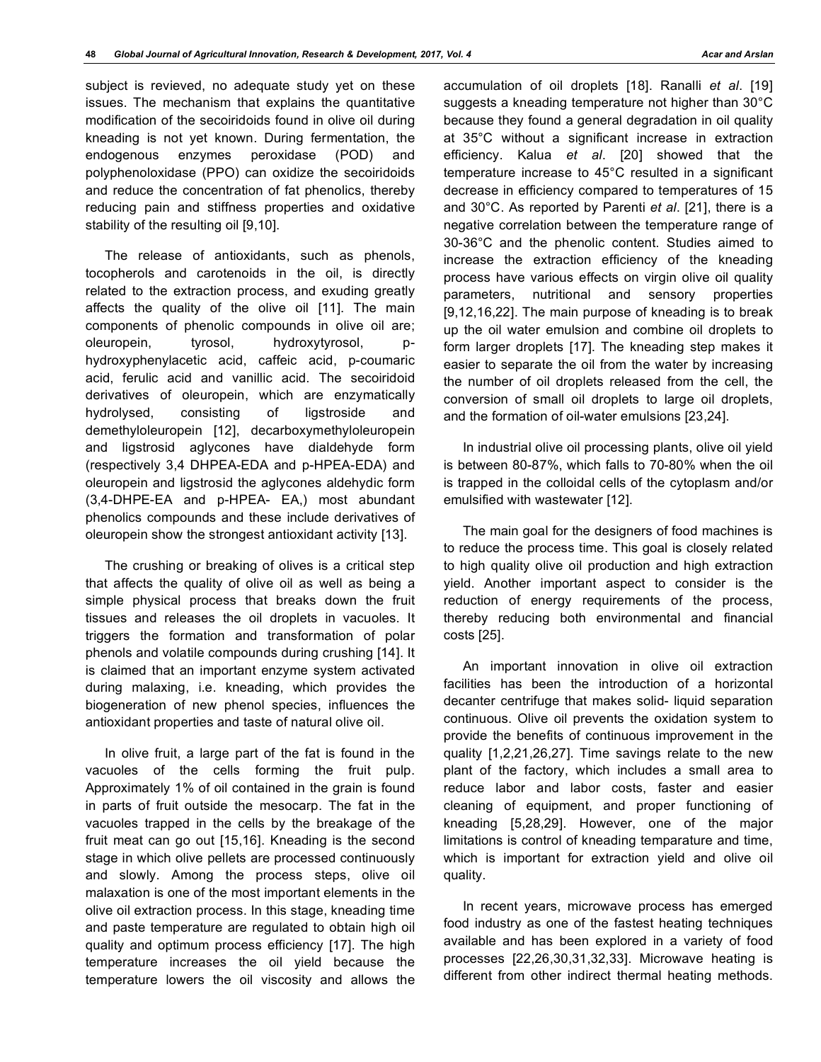subject is revieved, no adequate study yet on these issues. The mechanism that explains the quantitative modification of the secoiridoids found in olive oil during kneading is not yet known. During fermentation, the endogenous enzymes peroxidase (POD) and polyphenoloxidase (PPO) can oxidize the secoiridoids and reduce the concentration of fat phenolics, thereby reducing pain and stiffness properties and oxidative stability of the resulting oil [9,10].

The release of antioxidants, such as phenols, tocopherols and carotenoids in the oil, is directly related to the extraction process, and exuding greatly affects the quality of the olive oil [11]. The main components of phenolic compounds in olive oil are; oleuropein, tyrosol, hydroxytyrosol, p-hydroxyphenylacetic acid, caffeic acid, p-coumaric acid, ferulic acid and vanillic acid. The secoiridoid derivatives of oleuropein, which are enzymatically hydrolysed, consisting of ligstroside and demethyloleuropein [12], decarboxymethyloleuropein and ligstrosid aglycones have dialdehyde form (respectively 3,4 DHPEA-EDA and p-HPEA-EDA) and oleuropein and ligstrosid the aglycones aldehydic form (3,4-DHPE-EA and p-HPEA- EA,) most abundant phenolics compounds and these include derivatives of oleuropein show the strongest antioxidant activity [13].

The crushing or breaking of olives is a critical step that affects the quality of olive oil as well as being a simple physical process that breaks down the fruit tissues and releases the oil droplets in vacuoles. It triggers the formation and transformation of polar phenols and volatile compounds during crushing [14]. It is claimed that an important enzyme system activated during malaxing, i.e. kneading, which provides the biogeneration of new phenol species, influences the antioxidant properties and taste of natural olive oil.

In olive fruit, a large part of the fat is found in the vacuoles of the cells forming the fruit pulp. Approximately 1% of oil contained in the grain is found in parts of fruit outside the mesocarp. The fat in the vacuoles trapped in the cells by the breakage of the fruit meat can go out [15,16]. Kneading is the second stage in which olive pellets are processed continuously and slowly. Among the process steps, olive oil malaxation is one of the most important elements in the olive oil extraction process. In this stage, kneading time and paste temperature are regulated to obtain high oil quality and optimum process efficiency [17]. The high temperature increases the oil yield because the temperature lowers the oil viscosity and allows the accumulation of oil droplets [18]. Ranalli *et al*. [19] suggests a kneading temperature not higher than 30°C because they found a general degradation in oil quality at 35°C without a significant increase in extraction efficiency. Kalua *et al*. [20] showed that the temperature increase to 45°C resulted in a significant decrease in efficiency compared to temperatures of 15 and 30°C. As reported by Parenti *et al*. [21], there is a negative correlation between the temperature range of 30-36°C and the phenolic content. Studies aimed to increase the extraction efficiency of the kneading process have various effects on virgin olive oil quality parameters, nutritional and sensory properties [9,12,16,22]. The main purpose of kneading is to break up the oil water emulsion and combine oil droplets to form larger droplets [17]. The kneading step makes it easier to separate the oil from the water by increasing the number of oil droplets released from the cell, the conversion of small oil droplets to large oil droplets, and the formation of oil-water emulsions [23,24].

In industrial olive oil processing plants, olive oil yield is between 80-87%, which falls to 70-80% when the oil is trapped in the colloidal cells of the cytoplasm and/or emulsified with wastewater [12].

The main goal for the designers of food machines is to reduce the process time. This goal is closely related to high quality olive oil production and high extraction yield. Another important aspect to consider is the reduction of energy requirements of the process, thereby reducing both environmental and financial costs [25].

An important innovation in olive oil extraction facilities has been the introduction of a horizontal decanter centrifuge that makes solid- liquid separation continuous. Olive oil prevents the oxidation system to provide the benefits of continuous improvement in the quality [1,2,21,26,27]. Time savings relate to the new plant of the factory, which includes a small area to reduce labor and labor costs, faster and easier cleaning of equipment, and proper functioning of kneading [5,28,29]. However, one of the major limitations is control of kneading temparature and time, which is important for extraction yield and olive oil quality.

In recent years, microwave process has emerged food industry as one of the fastest heating techniques available and has been explored in a variety of food processes [22,26,30,31,32,33]. Microwave heating is different from other indirect thermal heating methods.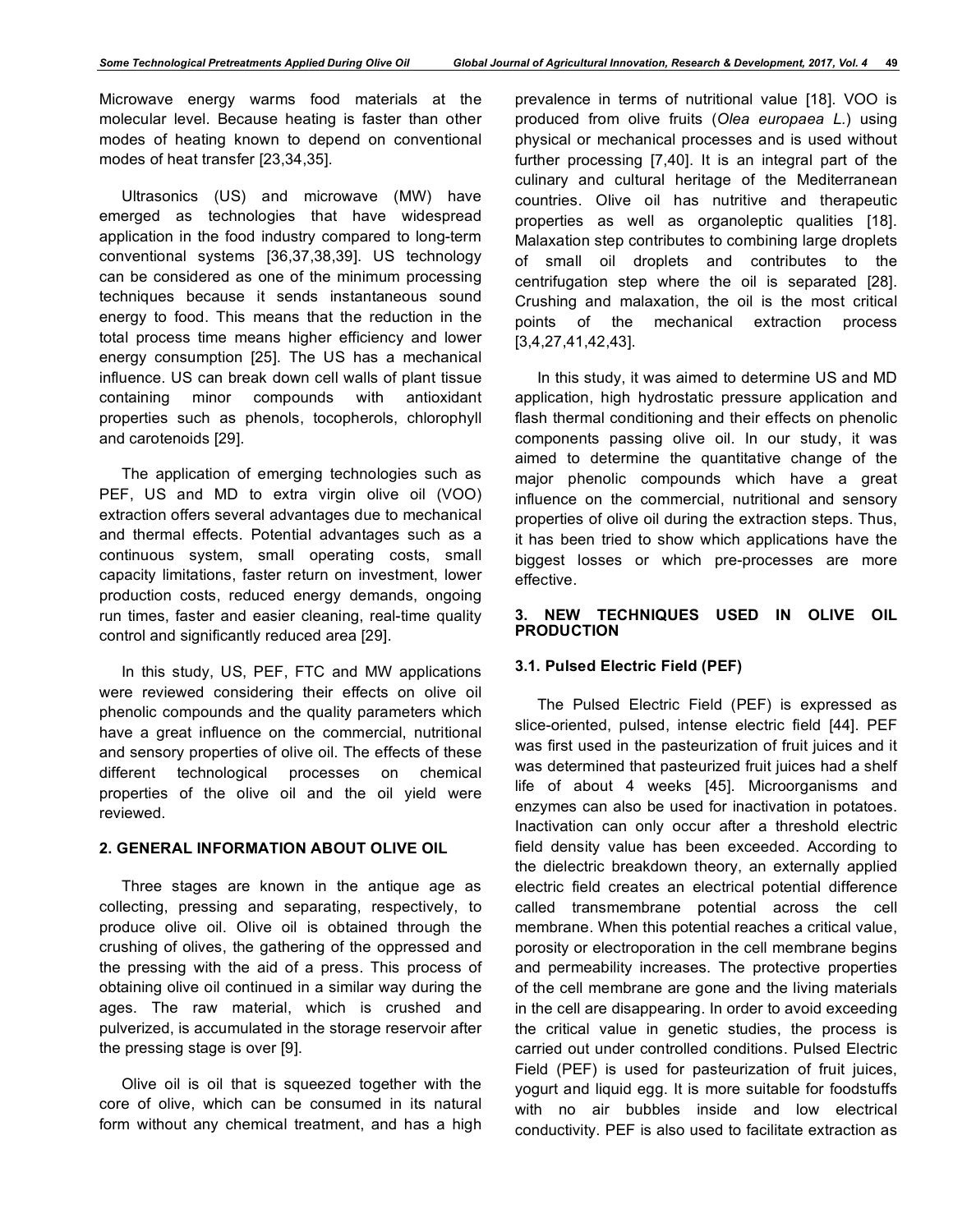Microwave energy warms food materials at the molecular level. Because heating is faster than other modes of heating known to depend on conventional modes of heat transfer [23,34,35].

Ultrasonics (US) and microwave (MW) have emerged as technologies that have widespread application in the food industry compared to long-term conventional systems [36,37,38,39]. US technology can be considered as one of the minimum processing techniques because it sends instantaneous sound energy to food. This means that the reduction in the total process time means higher efficiency and lower energy consumption [25]. The US has a mechanical influence. US can break down cell walls of plant tissue containing minor compounds with antioxidant properties such as phenols, tocopherols, chlorophyll and carotenoids [29].

The application of emerging technologies such as PEF, US and MD to extra virgin olive oil (VOO) extraction offers several advantages due to mechanical and thermal effects. Potential advantages such as a continuous system, small operating costs, small capacity limitations, faster return on investment, lower production costs, reduced energy demands, ongoing run times, faster and easier cleaning, real-time quality control and significantly reduced area [29].

In this study, US, PEF, FTC and MW applications were reviewed considering their effects on olive oil phenolic compounds and the quality parameters which have a great influence on the commercial, nutritional and sensory properties of olive oil. The effects of these different technological processes on chemical properties of the olive oil and the oil yield were reviewed.

## 2. GENERAL INFORMATION ABOUT OLIVE OIL

Three stages are known in the antique age as collecting, pressing and separating, respectively, to produce olive oil. Olive oil is obtained through the crushing of olives, the gathering of the oppressed and the pressing with the aid of a press. This process of obtaining olive oil continued in a similar way during the ages. The raw material, which is crushed and pulverized, is accumulated in the storage reservoir after the pressing stage is over [9].

Olive oil is oil that is squeezed together with the core of olive, which can be consumed in its natural form without any chemical treatment, and has a high prevalence in terms of nutritional value [18]. VOO is produced from olive fruits (*Olea europaea L.*) using physical or mechanical processes and is used without further processing [7,40]. It is an integral part of the culinary and cultural heritage of the Mediterranean countries. Olive oil has nutritive and therapeutic properties as well as organoleptic qualities [18]. Malaxation step contributes to combining large droplets of small oil droplets and contributes to the centrifugation step where the oil is separated [28]. Crushing and malaxation, the oil is the most critical points of the mechanical extraction process [3,4,27,41,42,43].

In this study, it was aimed to determine US and MD application, high hydrostatic pressure application and flash thermal conditioning and their effects on phenolic components passing olive oil. In our study, it was aimed to determine the quantitative change of the major phenolic compounds which have a great influence on the commercial, nutritional and sensory properties of olive oil during the extraction steps. Thus, it has been tried to show which applications have the biggest losses or which pre-processes are more effective.

## 3. NEW TECHNIQUES USED IN OLIVE OIL PRODUCTION

### 3.1. Pulsed Electric Field (PEF)

The Pulsed Electric Field (PEF) is expressed as slice-oriented, pulsed, intense electric field [44]. PEF was first used in the pasteurization of fruit juices and it was determined that pasteurized fruit juices had a shelf life of about 4 weeks [45]. Microorganisms and enzymes can also be used for inactivation in potatoes. Inactivation can only occur after a threshold electric field density value has been exceeded. According to the dielectric breakdown theory, an externally applied electric field creates an electrical potential difference called transmembrane potential across the cell membrane. When this potential reaches a critical value, porosity or electroporation in the cell membrane begins and permeability increases. The protective properties of the cell membrane are gone and the living materials in the cell are disappearing. In order to avoid exceeding the critical value in genetic studies, the process is carried out under controlled conditions. Pulsed Electric Field (PEF) is used for pasteurization of fruit juices, yogurt and liquid egg. It is more suitable for foodstuffs with no air bubbles inside and low electrical conductivity. PEF is also used to facilitate extraction as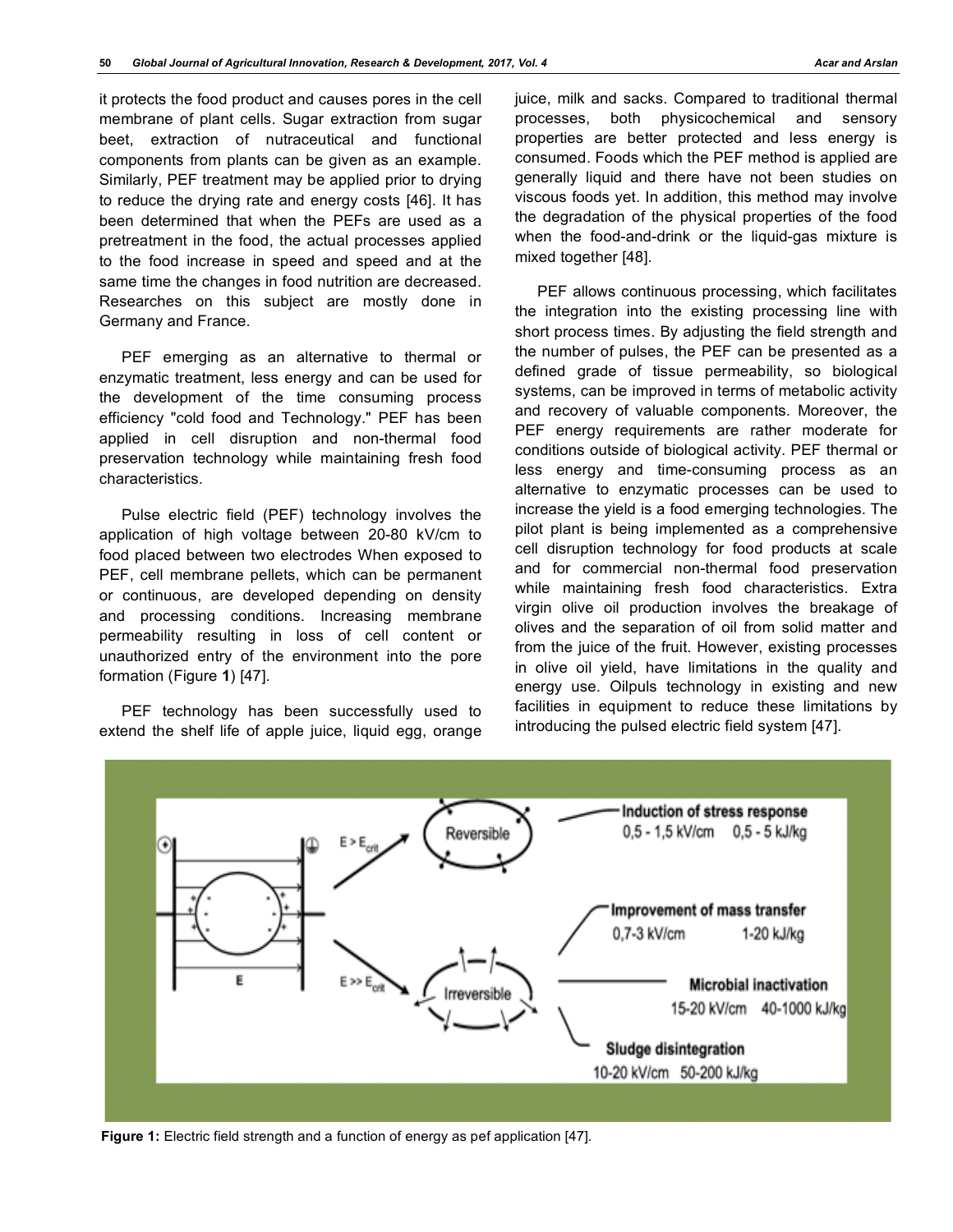it protects the food product and causes pores in the cell membrane of plant cells. Sugar extraction from sugar beet, extraction of nutraceutical and functional components from plants can be given as an example. Similarly, PEF treatment may be applied prior to drying to reduce the drying rate and energy costs [46]. It has been determined that when the PEFs are used as a pretreatment in the food, the actual processes applied to the food increase in speed and speed and at the same time the changes in food nutrition are decreased. Researches on this subject are mostly done in Germany and France.

PEF emerging as an alternative to thermal or enzymatic treatment, less energy and can be used for the development of the time consuming process efficiency "cold food and Technology." PEF has been applied in cell disruption and non-thermal food preservation technology while maintaining fresh food characteristics.

Pulse electric field (PEF) technology involves the application of high voltage between 20-80 kV/cm to food placed between two electrodes When exposed to PEF, cell membrane pellets, which can be permanent or continuous, are developed depending on density and processing conditions. Increasing membrane permeability resulting in loss of cell content or unauthorized entry of the environment into the pore formation (Figure **1**) [47].

PEF technology has been successfully used to extend the shelf life of apple juice, liquid egg, orange juice, milk and sacks. Compared to traditional thermal processes, both physicochemical and sensory properties are better protected and less energy is consumed. Foods which the PEF method is applied are generally liquid and there have not been studies on viscous foods yet. In addition, this method may involve the degradation of the physical properties of the food when the food-and-drink or the liquid-gas mixture is mixed together [48].

PEF allows continuous processing, which facilitates the integration into the existing processing line with short process times. By adjusting the field strength and the number of pulses, the PEF can be presented as a defined grade of tissue permeability, so biological systems, can be improved in terms of metabolic activity and recovery of valuable components. Moreover, the PEF energy requirements are rather moderate for conditions outside of biological activity. PEF thermal or less energy and time-consuming process as an alternative to enzymatic processes can be used to increase the yield is a food emerging technologies. The pilot plant is being implemented as a comprehensive cell disruption technology for food products at scale and for commercial non-thermal food preservation while maintaining fresh food characteristics. Extra virgin olive oil production involves the breakage of olives and the separation of oil from solid matter and from the juice of the fruit. However, existing processes in olive oil yield, have limitations in the quality and energy use. Oilpuls technology in existing and new facilities in equipment to reduce these limitations by introducing the pulsed electric field system [47].

**Figure 1:** Electric field strength and a function of energy as pef application [47].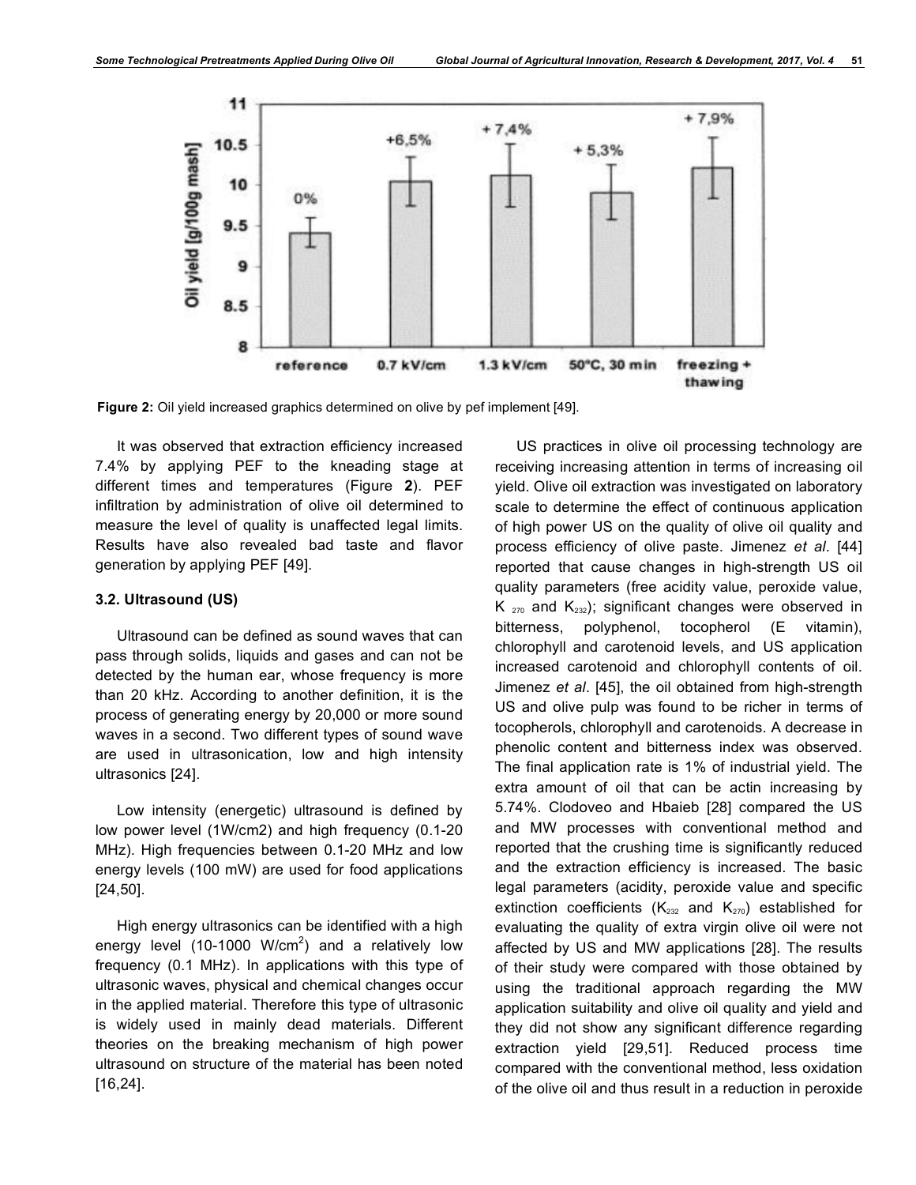Figure 2: Oil yield increased graphics determined on olive by pef implement [49].

It was observed that extraction efficiency increased 7.4% by applying PEF to the kneading stage at different times and temperatures (Figure **2**). PEF infiltration by administration of olive oil determined to measure the level of quality is unaffected legal limits. Results have also revealed bad taste and flavor generation by applying PEF [49].

### 3.2. Ultrasound (US)

Ultrasound can be defined as sound waves that can pass through solids, liquids and gases and can not be detected by the human ear, whose frequency is more than 20 kHz. According to another definition, it is the process of generating energy by 20,000 or more sound waves in a second. Two different types of sound wave are used in ultrasonication, low and high intensity ultrasonics [24].

Low intensity (energetic) ultrasound is defined by low power level (1W/cm2) and high frequency (0.1-20 MHz). High frequencies between 0.1-20 MHz and low energy levels (100 mW) are used for food applications [24,50].

High energy ultrasonics can be identified with a high energy level (10-1000 W/cm$^2$) and a relatively low frequency (0.1 MHz). In applications with this type of ultrasonic waves, physical and chemical changes occur in the applied material. Therefore this type of ultrasonic is widely used in mainly dead materials. Different theories on the breaking mechanism of high power ultrasound on structure of the material has been noted [16,24].

US practices in olive oil processing technology are receiving increasing attention in terms of increasing oil yield. Olive oil extraction was investigated on laboratory scale to determine the effect of continuous application of high power US on the quality of olive oil quality and process efficiency of olive paste. Jimenez *et al*. [44] reported that cause changes in high-strength US oil quality parameters (free acidity value, peroxide value, $K_{270}$ and $K_{232}$); significant changes were observed in bitterness, polyphenol, tocopherol (E vitamin), chlorophyll and carotenoid levels, and US application increased carotenoid and chlorophyll contents of oil. Jimenez *et al*. [45], the oil obtained from high-strength US and olive pulp was found to be richer in terms of tocopherols, chlorophyll and carotenoids. A decrease in phenolic content and bitterness index was observed. The final application rate is 1% of industrial yield. The extra amount of oil that can be actin increasing by 5.74%. Clodoveo and Hbaieb [28] compared the US and MW processes with conventional method and reported that the crushing time is significantly reduced and the extraction efficiency is increased. The basic legal parameters (acidity, peroxide value and specific extinction coefficients ($K_{232}$ and $K_{270}$) established for evaluating the quality of extra virgin olive oil were not affected by US and MW applications [28]. The results of their study were compared with those obtained by using the traditional approach regarding the MW application suitability and olive oil quality and yield and they did not show any significant difference regarding extraction yield [29,51]. Reduced process time compared with the conventional method, less oxidation of the olive oil and thus result in a reduction in peroxide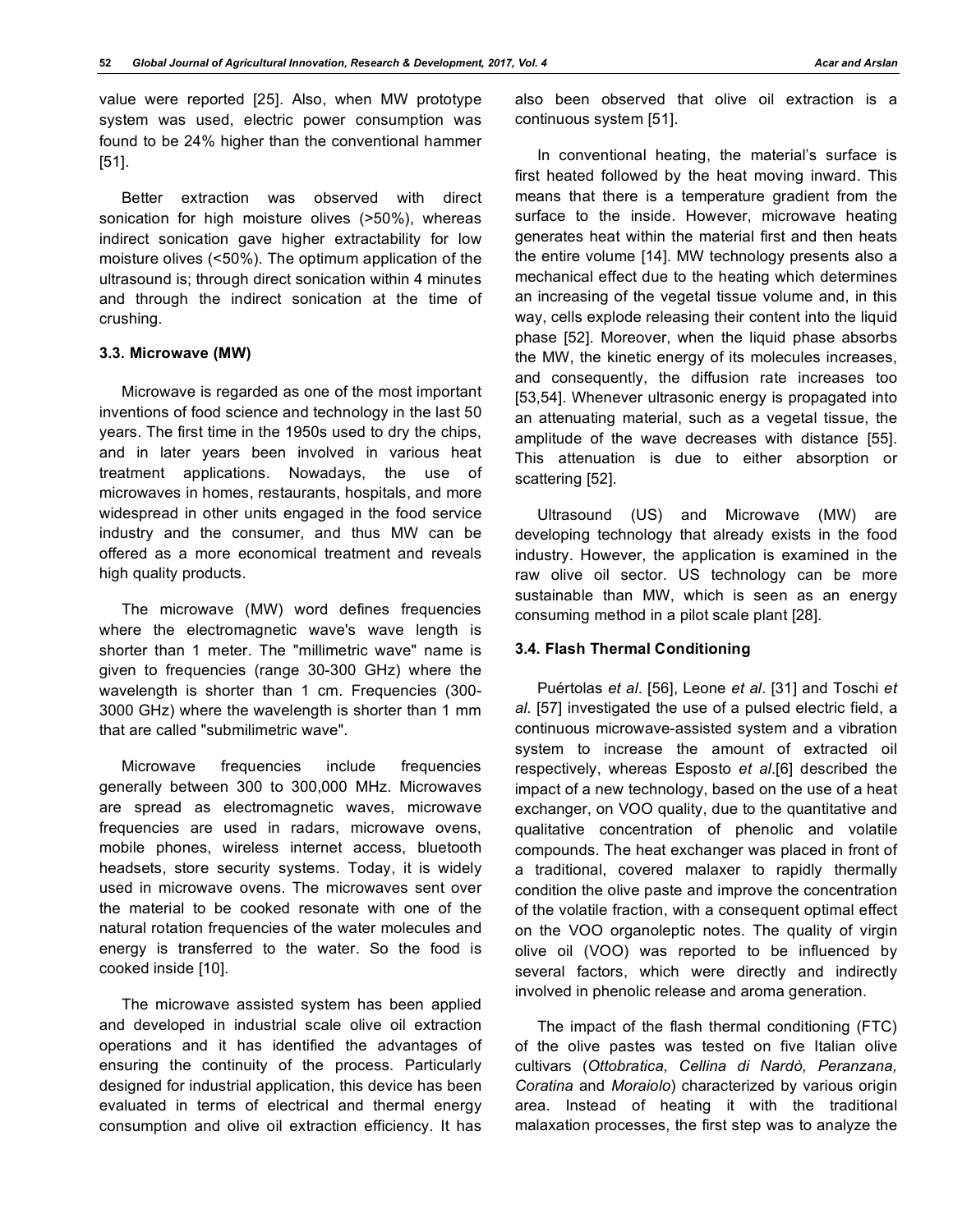value were reported [25]. Also, when MW prototype system was used, electric power consumption was found to be 24% higher than the conventional hammer [51].

Better extraction was observed with direct sonication for high moisture olives (>50%), whereas indirect sonication gave higher extractability for low moisture olives (<50%). The optimum application of the ultrasound is; through direct sonication within 4 minutes and through the indirect sonication at the time of crushing.

### 3.3. Microwave (MW)

Microwave is regarded as one of the most important inventions of food science and technology in the last 50 years. The first time in the 1950s used to dry the chips, and in later years been involved in various heat treatment applications. Nowadays, the use of microwaves in homes, restaurants, hospitals, and more widespread in other units engaged in the food service industry and the consumer, and thus MW can be offered as a more economical treatment and reveals high quality products.

The microwave (MW) word defines frequencies where the electromagnetic wave's wave length is shorter than 1 meter. The "millimetric wave" name is given to frequencies (range 30-300 GHz) where the wavelength is shorter than 1 cm. Frequencies (300-3000 GHz) where the wavelength is shorter than 1 mm that are called "submilimetric wave".

Microwave frequencies include frequencies generally between 300 to 300,000 MHz. Microwaves are spread as electromagnetic waves, microwave frequencies are used in radars, microwave ovens, mobile phones, wireless internet access, bluetooth headsets, store security systems. Today, it is widely used in microwave ovens. The microwaves sent over the material to be cooked resonate with one of the natural rotation frequencies of the water molecules and energy is transferred to the water. So the food is cooked inside [10].

The microwave assisted system has been applied and developed in industrial scale olive oil extraction operations and it has identified the advantages of ensuring the continuity of the process. Particularly designed for industrial application, this device has been evaluated in terms of electrical and thermal energy consumption and olive oil extraction efficiency. It has also been observed that olive oil extraction is a continuous system [51].

In conventional heating, the material's surface is first heated followed by the heat moving inward. This means that there is a temperature gradient from the surface to the inside. However, microwave heating generates heat within the material first and then heats the entire volume [14]. MW technology presents also a mechanical effect due to the heating which determines an increasing of the vegetal tissue volume and, in this way, cells explode releasing their content into the liquid phase [52]. Moreover, when the liquid phase absorbs the MW, the kinetic energy of its molecules increases, and consequently, the diffusion rate increases too [53,54]. Whenever ultrasonic energy is propagated into an attenuating material, such as a vegetal tissue, the amplitude of the wave decreases with distance [55]. This attenuation is due to either absorption or scattering [52].

Ultrasound (US) and Microwave (MW) are developing technology that already exists in the food industry. However, the application is examined in the raw olive oil sector. US technology can be more sustainable than MW, which is seen as an energy consuming method in a pilot scale plant [28].

### 3.4. Flash Thermal Conditioning

Puértolas *et al*. [56], Leone *et al*. [31] and Toschi *et al*. [57] investigated the use of a pulsed electric field, a continuous microwave-assisted system and a vibration system to increase the amount of extracted oil respectively, whereas Esposto *et al*.[6] described the impact of a new technology, based on the use of a heat exchanger, on VOO quality, due to the quantitative and qualitative concentration of phenolic and volatile compounds. The heat exchanger was placed in front of a traditional, covered malaxer to rapidly thermally condition the olive paste and improve the concentration of the volatile fraction, with a consequent optimal effect on the VOO organoleptic notes. The quality of virgin olive oil (VOO) was reported to be influenced by several factors, which were directly and indirectly involved in phenolic release and aroma generation.

The impact of the flash thermal conditioning (FTC) of the olive pastes was tested on five Italian olive cultivars (*Ottobratica, Cellina di Nardò, Peranzana, Coratina* and *Moraiolo*) characterized by various origin area. Instead of heating it with the traditional malaxation processes, the first step was to analyze the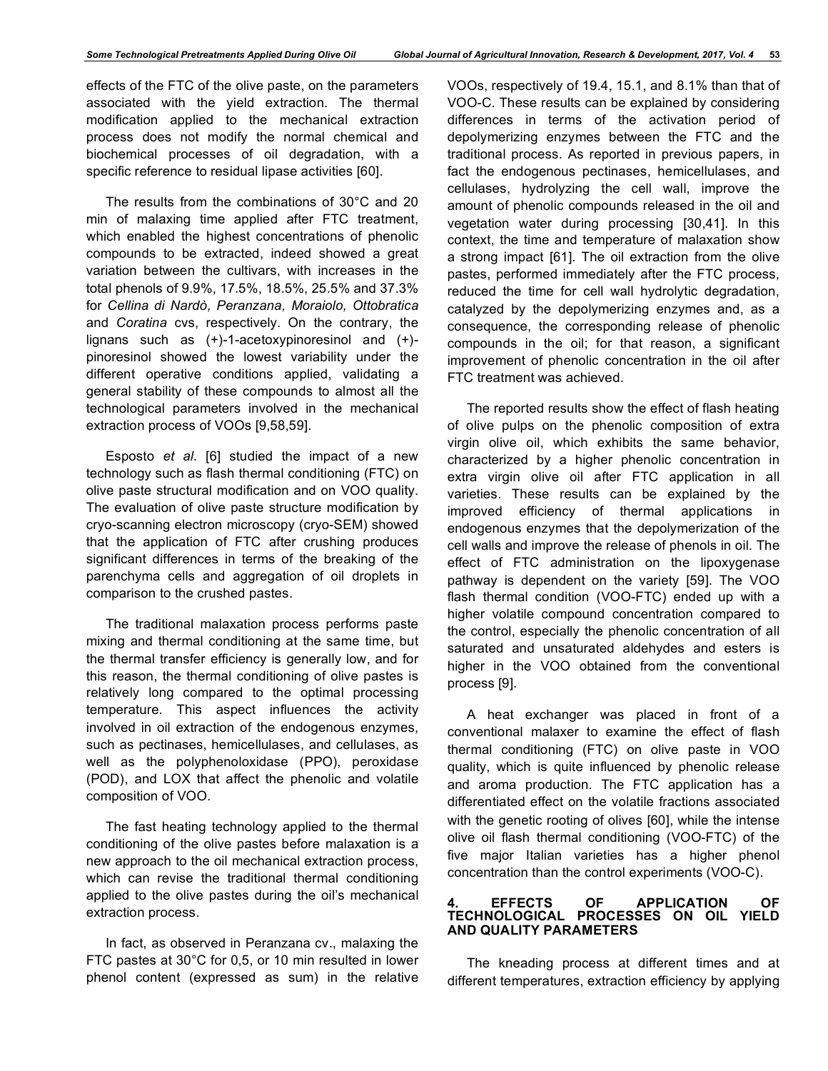effects of the FTC of the olive paste, on the parameters associated with the yield extraction. The thermal modification applied to the mechanical extraction process does not modify the normal chemical and biochemical processes of oil degradation, with a specific reference to residual lipase activities [60].

The results from the combinations of 30°C and 20 min of malaxing time applied after FTC treatment, which enabled the highest concentrations of phenolic compounds to be extracted, indeed showed a great variation between the cultivars, with increases in the total phenols of 9.9%, 17.5%, 18.5%, 25.5% and 37.3% for *Cellina di Nardò, Peranzana, Moraiolo, Ottobratica* and *Coratina* cvs, respectively. On the contrary, the lignans such as (+)-1-acetoxypinoresinol and (+)-pinoresinol showed the lowest variability under the different operative conditions applied, validating a general stability of these compounds to almost all the technological parameters involved in the mechanical extraction process of VOOs [9,58,59].

Esposto *et al*. [6] studied the impact of a new technology such as flash thermal conditioning (FTC) on olive paste structural modification and on VOO quality. The evaluation of olive paste structure modification by cryo-scanning electron microscopy (cryo-SEM) showed that the application of FTC after crushing produces significant differences in terms of the breaking of the parenchyma cells and aggregation of oil droplets in comparison to the crushed pastes.

The traditional malaxation process performs paste mixing and thermal conditioning at the same time, but the thermal transfer efficiency is generally low, and for this reason, the thermal conditioning of olive pastes is relatively long compared to the optimal processing temperature. This aspect influences the activity involved in oil extraction of the endogenous enzymes, such as pectinases, hemicellulases, and cellulases, as well as the polyphenoloxidase (PPO), peroxidase (POD), and LOX that affect the phenolic and volatile composition of VOO.

The fast heating technology applied to the thermal conditioning of the olive pastes before malaxation is a new approach to the oil mechanical extraction process, which can revise the traditional thermal conditioning applied to the olive pastes during the oil's mechanical extraction process.

In fact, as observed in Peranzana cv., malaxing the FTC pastes at 30°C for 0,5, or 10 min resulted in lower phenol content (expressed as sum) in the relative VOOs, respectively of 19.4, 15.1, and 8.1% than that of VOO-C. These results can be explained by considering differences in terms of the activation period of depolymerizing enzymes between the FTC and the traditional process. As reported in previous papers, in fact the endogenous pectinases, hemicellulases, and cellulases, hydrolyzing the cell wall, improve the amount of phenolic compounds released in the oil and vegetation water during processing [30,41]. In this context, the time and temperature of malaxation show a strong impact [61]. The oil extraction from the olive pastes, performed immediately after the FTC process, reduced the time for cell wall hydrolytic degradation, catalyzed by the depolymerizing enzymes and, as a consequence, the corresponding release of phenolic compounds in the oil; for that reason, a significant improvement of phenolic concentration in the oil after FTC treatment was achieved.

The reported results show the effect of flash heating of olive pulps on the phenolic composition of extra virgin olive oil, which exhibits the same behavior, characterized by a higher phenolic concentration in extra virgin olive oil after FTC application in all varieties. These results can be explained by the improved efficiency of thermal applications in endogenous enzymes that the depolymerization of the cell walls and improve the release of phenols in oil. The effect of FTC administration on the lipoxygenase pathway is dependent on the variety [59]. The VOO flash thermal condition (VOO-FTC) ended up with a higher volatile compound concentration compared to the control, especially the phenolic concentration of all saturated and unsaturated aldehydes and esters is higher in the VOO obtained from the conventional process [9].

A heat exchanger was placed in front of a conventional malaxer to examine the effect of flash thermal conditioning (FTC) on olive paste in VOO quality, which is quite influenced by phenolic release and aroma production. The FTC application has a differentiated effect on the volatile fractions associated with the genetic rooting of olives [60], while the intense olive oil flash thermal conditioning (VOO-FTC) of the five major Italian varieties has a higher phenol concentration than the control experiments (VOO-C).

## 4. EFFECTS OF APPLICATION OF TECHNOLOGICAL PROCESSES ON OIL YIELD AND QUALITY PARAMETERS

The kneading process at different times and at different temperatures, extraction efficiency by applying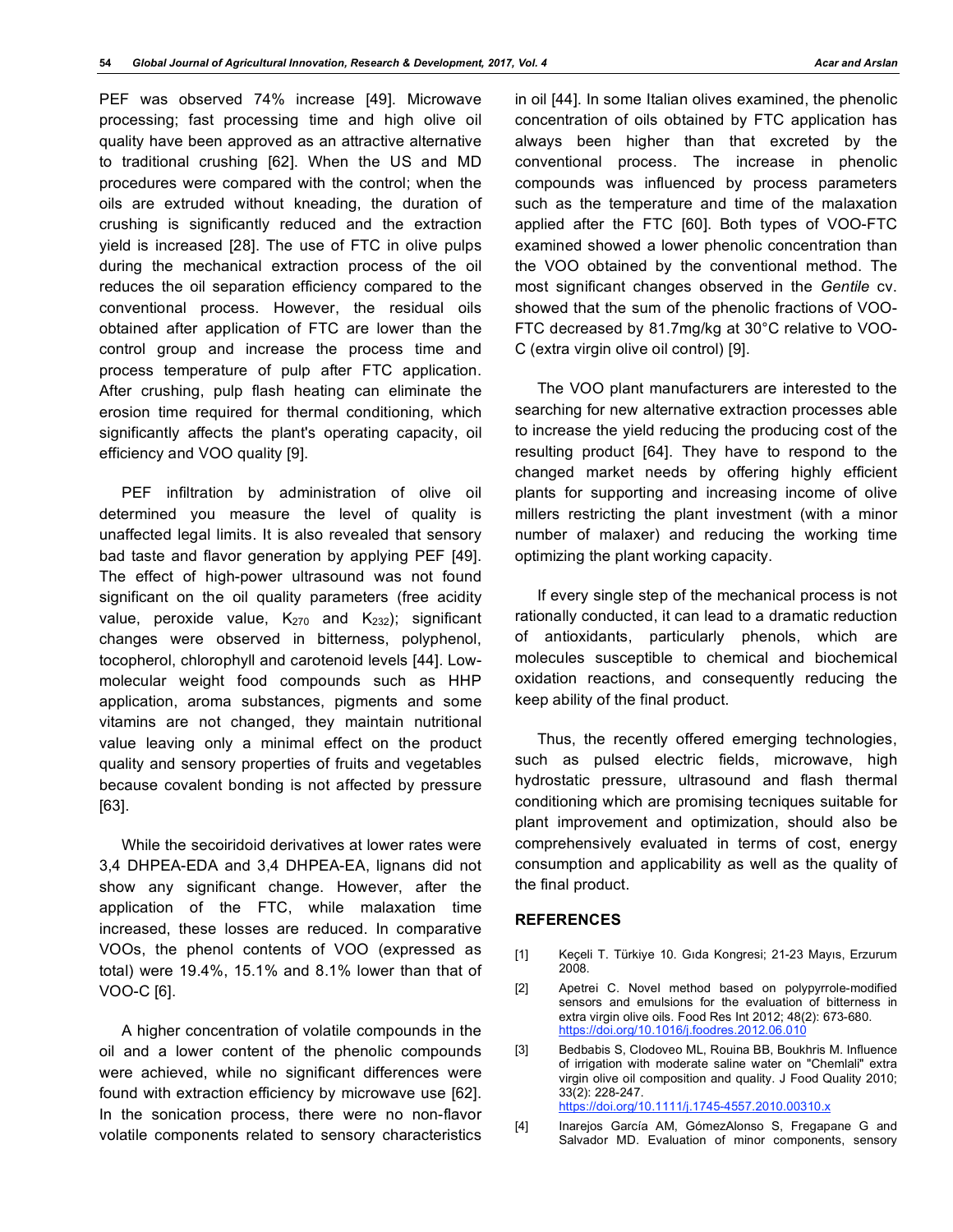PEF was observed 74% increase [49]. Microwave processing; fast processing time and high olive oil quality have been approved as an attractive alternative to traditional crushing [62]. When the US and MD procedures were compared with the control; when the oils are extruded without kneading, the duration of crushing is significantly reduced and the extraction yield is increased [28]. The use of FTC in olive pulps during the mechanical extraction process of the oil reduces the oil separation efficiency compared to the conventional process. However, the residual oils obtained after application of FTC are lower than the control group and increase the process time and process temperature of pulp after FTC application. After crushing, pulp flash heating can eliminate the erosion time required for thermal conditioning, which significantly affects the plant's operating capacity, oil efficiency and VOO quality [9].

PEF infiltration by administration of olive oil determined you measure the level of quality is unaffected legal limits. It is also revealed that sensory bad taste and flavor generation by applying PEF [49]. The effect of high-power ultrasound was not found significant on the oil quality parameters (free acidity value, peroxide value, $K_{270}$ and $K_{232}$); significant changes were observed in bitterness, polyphenol, tocopherol, chlorophyll and carotenoid levels [44]. Low-molecular weight food compounds such as HHP application, aroma substances, pigments and some vitamins are not changed, they maintain nutritional value leaving only a minimal effect on the product quality and sensory properties of fruits and vegetables because covalent bonding is not affected by pressure [63].

While the secoiridoid derivatives at lower rates were 3,4 DHPEA-EDA and 3,4 DHPEA-EA, lignans did not show any significant change. However, after the application of the FTC, while malaxation time increased, these losses are reduced. In comparative VOOs, the phenol contents of VOO (expressed as total) were 19.4%, 15.1% and 8.1% lower than that of VOO-C [6].

A higher concentration of volatile compounds in the oil and a lower content of the phenolic compounds were achieved, while no significant differences were found with extraction efficiency by microwave use [62]. In the sonication process, there were no non-flavor volatile components related to sensory characteristics in oil [44]. In some Italian olives examined, the phenolic concentration of oils obtained by FTC application has always been higher than that excreted by the conventional process. The increase in phenolic compounds was influenced by process parameters such as the temperature and time of the malaxation applied after the FTC [60]. Both types of VOO-FTC examined showed a lower phenolic concentration than the VOO obtained by the conventional method. The most significant changes observed in the *Gentile* cv. showed that the sum of the phenolic fractions of VOO-FTC decreased by 81.7mg/kg at 30°C relative to VOO-C (extra virgin olive oil control) [9].

The VOO plant manufacturers are interested to the searching for new alternative extraction processes able to increase the yield reducing the producing cost of the resulting product [64]. They have to respond to the changed market needs by offering highly efficient plants for supporting and increasing income of olive millers restricting the plant investment (with a minor number of malaxer) and reducing the working time optimizing the plant working capacity.

If every single step of the mechanical process is not rationally conducted, it can lead to a dramatic reduction of antioxidants, particularly phenols, which are molecules susceptible to chemical and biochemical oxidation reactions, and consequently reducing the keep ability of the final product.

Thus, the recently offered emerging technologies, such as pulsed electric fields, microwave, high hydrostatic pressure, ultrasound and flash thermal conditioning which are promising tecniques suitable for plant improvement and optimization, should also be comprehensively evaluated in terms of cost, energy consumption and applicability as well as the quality of the final product.

## REFERENCES

[1] Keçeli T. Türkiye 10. Gıda Kongresi; 21-23 Mayıs, Erzurum 2008.

[2] Apetrei C. Novel method based on polypyrrole-modified sensors and emulsions for the evaluation of bitterness in extra virgin olive oils. Food Res Int 2012; 48(2): 673-680. https://doi.org/10.1016/j.foodres.2012.06.010

[3] Bedbabis S, Clodoveo ML, Rouina BB, Boukhris M. Influence of irrigation with moderate saline water on "Chemlali" extra virgin olive oil composition and quality. J Food Quality 2010; 33(2): 228-247. https://doi.org/10.1111/j.1745-4557.2010.00310.x

[4] Inarejos García AM, GómezAlonso S, Fregapane G and Salvador MD. Evaluation of minor components, sensory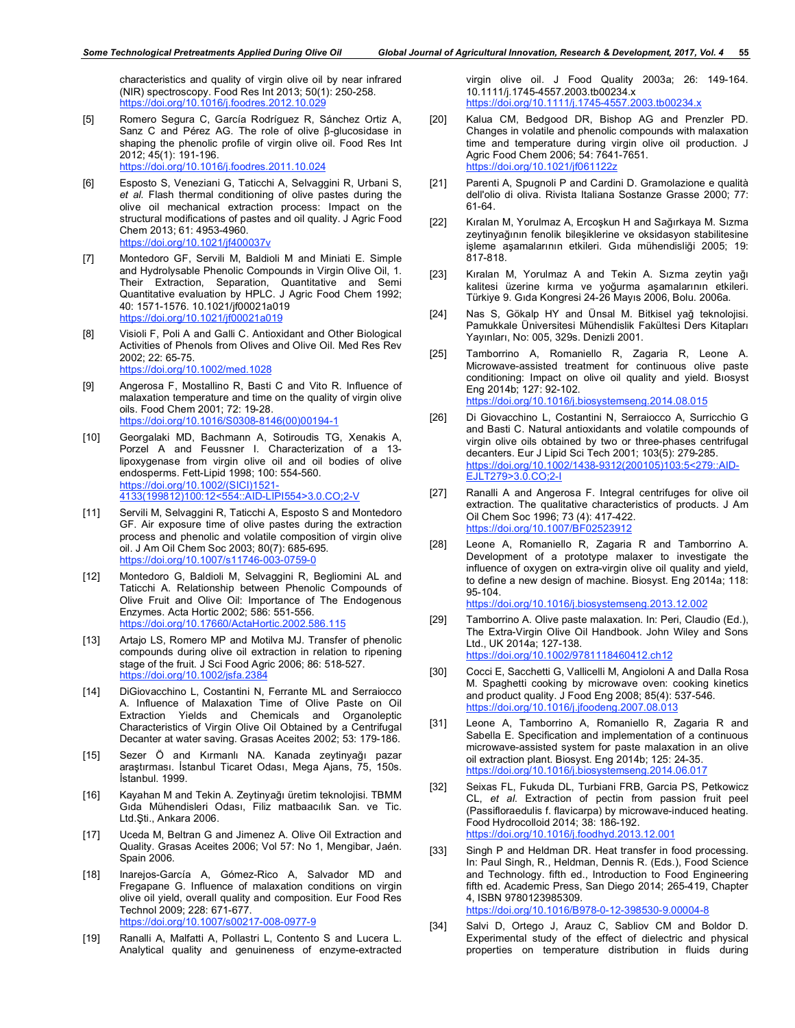characteristics and quality of virgin olive oil by near infrared (NIR) spectroscopy. Food Res Int 2013; 50(1): 250-258. https://doi.org/10.1016/j.foodres.2012.10.029

[5] Romero Segura C, García Rodríguez R, Sánchez Ortiz A, Sanz C and Pérez AG. The role of olive β-glucosidase in shaping the phenolic profile of virgin olive oil. Food Res Int 2012; 45(1): 191-196. https://doi.org/10.1016/j.foodres.2011.10.024

[6] Esposto S, Veneziani G, Taticchi A, Selvaggini R, Urbani S, *et al.* Flash thermal conditioning of olive pastes during the olive oil mechanical extraction process: Impact on the structural modifications of pastes and oil quality. J Agric Food Chem 2013; 61: 4953-4960. https://doi.org/10.1021/jf400037v

[7] Montedoro GF, Servili M, Baldioli M and Miniati E. Simple and Hydrolysable Phenolic Compounds in Virgin Olive Oil, 1. Their Extraction, Separation, Quantitative and Semi Quantitative evaluation by HPLC. J Agric Food Chem 1992; 40: 1571-1576. 10.1021/jf00021a019 https://doi.org/10.1021/jf00021a019

[8] Visioli F, Poli A and Galli C. Antioxidant and Other Biological Activities of Phenols from Olives and Olive Oil. Med Res Rev 2002; 22: 65-75. https://doi.org/10.1002/med.1028

[9] Angerosa F, Mostallino R, Basti C and Vito R. Influence of malaxation temperature and time on the quality of virgin olive oils. Food Chem 2001; 72: 19-28. https://doi.org/10.1016/S0308-8146(00)00194-1

[10] Georgalaki MD, Bachmann A, Sotiroudis TG, Xenakis A, Porzel A and Feussner I. Characterization of a 13-lipoxygenase from virgin olive oil and oil bodies of olive endosperms. Fett-Lipid 1998; 100: 554-560. https://doi.org/10.1002/(SICI)1521-4133(199812)100:12<554::AID-LIPI554>3.0.CO;2-V

[11] Servili M, Selvaggini R, Taticchi A, Esposto S and Montedoro GF. Air exposure time of olive pastes during the extraction process and phenolic and volatile composition of virgin olive oil. J Am Oil Chem Soc 2003; 80(7): 685-695. https://doi.org/10.1007/s11746-003-0759-0

[12] Montedoro G, Baldioli M, Selvaggini R, Begliomini AL and Taticchi A. Relationship between Phenolic Compounds of Olive Fruit and Olive Oil: Importance of The Endogenous Enzymes. Acta Hortic 2002; 586: 551-556. https://doi.org/10.17660/ActaHortic.2002.586.115

[13] Artajo LS, Romero MP and Motilva MJ. Transfer of phenolic compounds during olive oil extraction in relation to ripening stage of the fruit. J Sci Food Agric 2006; 86: 518-527. https://doi.org/10.1002/jsfa.2384

[14] DiGiovacchino L, Costantini N, Ferrante ML and Serraiocco A. Influence of Malaxation Time of Olive Paste on Oil Extraction Yields and Chemicals and Organoleptic Characteristics of Virgin Olive Oil Obtained by a Centrifugal Decanter at water saving. Grasas Aceites 2002; 53: 179-186.

[15] Sezer Ö and Kırmanlı NA. Kanada zeytinyağı pazar araştırması. İstanbul Ticaret Odası, Mega Ajans, 75, 150s. İstanbul. 1999.

[16] Kayahan M and Tekin A. Zeytinyağı üretim teknolojisi. TBMM Gıda Mühendisleri Odası, Filiz matbaacılık San. ve Tic. Ltd.Şti., Ankara 2006.

[17] Uceda M, Beltran G and Jimenez A. Olive Oil Extraction and Quality. Grasas Aceites 2006; Vol 57: No 1, Mengibar, Jaén. Spain 2006.

[18] Inarejos-García A, Gómez-Rico A, Salvador MD and Fregapane G. Influence of malaxation conditions on virgin olive oil yield, overall quality and composition. Eur Food Res Technol 2009; 228: 671-677. https://doi.org/10.1007/s00217-008-0977-9

[19] Ranalli A, Malfatti A, Pollastri L, Contento S and Lucera L. Analytical quality and genuineness of enzyme-extracted virgin olive oil. J Food Quality 2003a; 26: 149-164. 10.1111/j.1745-4557.2003.tb00234.x https://doi.org/10.1111/j.1745-4557.2003.tb00234.x

[20] Kalua CM, Bedgood DR, Bishop AG and Prenzler PD. Changes in volatile and phenolic compounds with malaxation time and temperature during virgin olive oil production. J Agric Food Chem 2006; 54: 7641-7651. https://doi.org/10.1021/jf061122z

[21] Parenti A, Spugnoli P and Cardini D. Gramolazione e qualità dell'olio di oliva. Rivista Italiana Sostanze Grasse 2000; 77: 61-64.

[22] Kıralan M, Yorulmaz A, Ercoşkun H and Sağırkaya M. Sızma zeytinyağının fenolik bileşiklerine ve oksidasyon stabilitesine işleme aşamalarının etkileri. Gıda mühendisliği 2005; 19: 817-818.

[23] Kıralan M, Yorulmaz A and Tekin A. Sızma zeytin yağı kalitesi üzerine kırma ve yoğurma aşamalarının etkileri. Türkiye 9. Gıda Kongresi 24-26 Mayıs 2006, Bolu. 2006a.

[24] Nas S, Gökalp HY and Ünsal M. Bitkisel yağ teknolojisi. Pamukkale Üniversitesi Mühendislik Fakültesi Ders Kitapları Yayınları, No: 005, 329s. Denizli 2001.

[25] Tamborrino A, Romaniello R, Zagaria R, Leone A. Microwave-assisted treatment for continuous olive paste conditioning: Impact on olive oil quality and yield. Biosyst Eng 2014b; 127: 92-102. https://doi.org/10.1016/j.biosystemseng.2014.08.015

[26] Di Giovacchino L, Costantini N, Serraiocco A, Surricchio G and Basti C. Natural antioxidants and volatile compounds of virgin olive oils obtained by two or three-phases centrifugal decanters. Eur J Lipid Sci Tech 2001; 103(5): 279-285. https://doi.org/10.1002/1438-9312(200105)103:5<279::AID-EJLT279>3.0.CO;2-I

[27] Ranalli A and Angerosa F. Integral centrifuges for olive oil extraction. The qualitative characteristics of products. J Am Oil Chem Soc 1996; 73 (4): 417-422. https://doi.org/10.1007/BF02523912

[28] Leone A, Romaniello R, Zagaria R and Tamborrino A. Development of a prototype malaxer to investigate the influence of oxygen on extra-virgin olive oil quality and yield, to define a new design of machine. Biosyst. Eng 2014a; 118: 95-104. https://doi.org/10.1016/j.biosystemseng.2013.12.002

[29] Tamborrino A. Olive paste malaxation. In: Peri, Claudio (Ed.), The Extra-Virgin Olive Oil Handbook. John Wiley and Sons Ltd., UK 2014a; 127-138. https://doi.org/10.1002/9781118460412.ch12

[30] Cocci E, Sacchetti G, Vallicelli M, Angioloni A and Dalla Rosa M. Spaghetti cooking by microwave oven: cooking kinetics and product quality. J Food Eng 2008; 85(4): 537-546. https://doi.org/10.1016/j.jfoodeng.2007.08.013

[31] Leone A, Tamborrino A, Romaniello R, Zagaria R and Sabella E. Specification and implementation of a continuous microwave-assisted system for paste malaxation in an olive oil extraction plant. Biosyst. Eng 2014b; 125: 24-35. https://doi.org/10.1016/j.biosystemseng.2014.06.017

[32] Seixas FL, Fukuda DL, Turbiani FRB, Garcia PS, Petkowicz CL, *et al.* Extraction of pectin from passion fruit peel (Passifloraedulis f. flavicarpa) by microwave-induced heating. Food Hydrocolloid 2014; 38: 186-192. https://doi.org/10.1016/j.foodhyd.2013.12.001

[33] Singh P and Heldman DR. Heat transfer in food processing. In: Paul Singh, R., Heldman, Dennis R. (Eds.), Food Science and Technology. fifth ed., Introduction to Food Engineering fifth ed. Academic Press, San Diego 2014; 265-419, Chapter 4, ISBN 9780123985309. https://doi.org/10.1016/B978-0-12-398530-9.00004-8

[34] Salvi D, Ortego J, Arauz C, Sabliov CM and Boldor D. Experimental study of the effect of dielectric and physical properties on temperature distribution in fluids during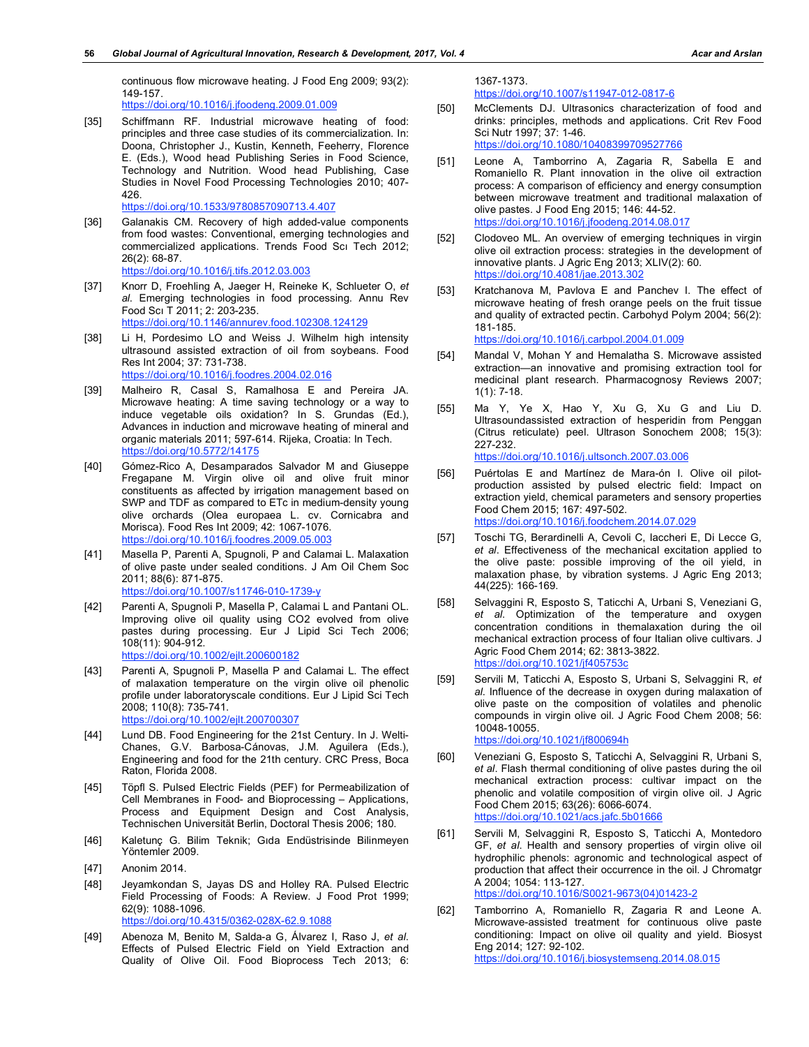continuous flow microwave heating. J Food Eng 2009; 93(2): 149-157.
https://doi.org/10.1016/j.jfoodeng.2009.01.009

[35] Schiffmann RF. Industrial microwave heating of food: principles and three case studies of its commercialization. In: Doona, Christopher J., Kustin, Kenneth, Feeherry, Florence E. (Eds.), Wood head Publishing Series in Food Science, Technology and Nutrition. Wood head Publishing, Case Studies in Novel Food Processing Technologies 2010; 407-426.
https://doi.org/10.1533/9780857090713.4.407

[36] Galanakis CM. Recovery of high added-value components from food wastes: Conventional, emerging technologies and commercialized applications. Trends Food Scı Tech 2012; 26(2): 68-87.
https://doi.org/10.1016/j.tifs.2012.03.003

[37] Knorr D, Froehling A, Jaeger H, Reineke K, Schlueter O, *et al*. Emerging technologies in food processing. Annu Rev Food Scı T 2011; 2: 203-235.
https://doi.org/10.1146/annurev.food.102308.124129

[38] Li H, Pordesimo LO and Weiss J. Wilhelm high intensity ultrasound assisted extraction of oil from soybeans. Food Res Int 2004; 37: 731-738.
https://doi.org/10.1016/j.foodres.2004.02.016

[39] Malheiro R, Casal S, Ramalhosa E and Pereira JA. Microwave heating: A time saving technology or a way to induce vegetable oils oxidation? In S. Grundas (Ed.), Advances in induction and microwave heating of mineral and organic materials 2011; 597-614. Rijeka, Croatia: In Tech.
https://doi.org/10.5772/14175

[40] Gómez-Rico A, Desamparados Salvador M and Giuseppe Fregapane M. Virgin olive oil and olive fruit minor constituents as affected by irrigation management based on SWP and TDF as compared to ETc in medium-density young olive orchards (Olea europaea L. cv. Cornicabra and Morisca). Food Res Int 2009; 42: 1067-1076.
https://doi.org/10.1016/j.foodres.2009.05.003

[41] Masella P, Parenti A, Spugnoli, P and Calamai L. Malaxation of olive paste under sealed conditions. J Am Oil Chem Soc 2011; 88(6): 871-875.
https://doi.org/10.1007/s11746-010-1739-y

[42] Parenti A, Spugnoli P, Masella P, Calamai L and Pantani OL. Improving olive oil quality using CO2 evolved from olive pastes during processing. Eur J Lipid Sci Tech 2006; 108(11): 904-912.
https://doi.org/10.1002/ejlt.200600182

[43] Parenti A, Spugnoli P, Masella P and Calamai L. The effect of malaxation temperature on the virgin olive oil phenolic profile under laboratoryscale conditions. Eur J Lipid Sci Tech 2008; 110(8): 735-741.
https://doi.org/10.1002/ejlt.200700307

[44] Lund DB. Food Engineering for the 21st Century. In J. Welti-Chanes, G.V. Barbosa-Cánovas, J.M. Aguilera (Eds.), Engineering and food for the 21th century. CRC Press, Boca Raton, Florida 2008.

[45] Töpfl S. Pulsed Electric Fields (PEF) for Permeabilization of Cell Membranes in Food- and Bioprocessing – Applications, Process and Equipment Design and Cost Analysis, Technischen Universität Berlin, Doctoral Thesis 2006; 180.

[46] Kaletunç G. Bilim Teknik; Gıda Endüstrisinde Bilinmeyen Yöntemler 2009.

[47] Anonim 2014.

[48] Jeyamkondan S, Jayas DS and Holley RA. Pulsed Electric Field Processing of Foods: A Review. J Food Prot 1999; 62(9): 1088-1096.
https://doi.org/10.4315/0362-028X-62.9.1088

[49] Abenoza M, Benito M, Salda-a G, Álvarez I, Raso J, *et al*. Effects of Pulsed Electric Field on Yield Extraction and Quality of Olive Oil. Food Bioprocess Tech 2013; 6: 1367-1373.
https://doi.org/10.1007/s11947-012-0817-6

[50] McClements DJ. Ultrasonics characterization of food and drinks: principles, methods and applications. Crit Rev Food Sci Nutr 1997; 37: 1-46.
https://doi.org/10.1080/10408399709527766

[51] Leone A, Tamborrino A, Zagaria R, Sabella E and Romaniello R. Plant innovation in the olive oil extraction process: A comparison of efficiency and energy consumption between microwave treatment and traditional malaxation of olive pastes. J Food Eng 2015; 146: 44-52.
https://doi.org/10.1016/j.jfoodeng.2014.08.017

[52] Clodoveo ML. An overview of emerging techniques in virgin olive oil extraction process: strategies in the development of innovative plants. J Agric Eng 2013; XLIV(2): 60.
https://doi.org/10.4081/jae.2013.302

[53] Kratchanova M, Pavlova E and Panchev I. The effect of microwave heating of fresh orange peels on the fruit tissue and quality of extracted pectin. Carbohyd Polym 2004; 56(2): 181-185.
https://doi.org/10.1016/j.carbpol.2004.01.009

[54] Mandal V, Mohan Y and Hemalatha S. Microwave assisted extraction—an innovative and promising extraction tool for medicinal plant research. Pharmacognosy Reviews 2007; 1(1): 7-18.

[55] Ma Y, Ye X, Hao Y, Xu G, Xu G and Liu D. Ultrasoundassisted extraction of hesperidin from Penggan (Citrus reticulate) peel. Ultrason Sonochem 2008; 15(3): 227-232.
https://doi.org/10.1016/j.ultsonch.2007.03.006

[56] Puértolas E and Martínez de Mara-ón I. Olive oil pilot-production assisted by pulsed electric field: Impact on extraction yield, chemical parameters and sensory properties Food Chem 2015; 167: 497-502.
https://doi.org/10.1016/j.foodchem.2014.07.029

[57] Toschi TG, Berardinelli A, Cevoli C, Iaccheri E, Di Lecce G, *et al*. Effectiveness of the mechanical excitation applied to the olive paste: possible improving of the oil yield, in malaxation phase, by vibration systems. J Agric Eng 2013; 44(225): 166-169.

[58] Selvaggini R, Esposto S, Taticchi A, Urbani S, Veneziani G, *et al*. Optimization of the temperature and oxygen concentration conditions in themalaxation during the oil mechanical extraction process of four Italian olive cultivars. J Agric Food Chem 2014; 62: 3813-3822.
https://doi.org/10.1021/jf405753c

[59] Servili M, Taticchi A, Esposto S, Urbani S, Selvaggini R, *et al*. Influence of the decrease in oxygen during malaxation of olive paste on the composition of volatiles and phenolic compounds in virgin olive oil. J Agric Food Chem 2008; 56: 10048-10055.
https://doi.org/10.1021/jf800694h

[60] Veneziani G, Esposto S, Taticchi A, Selvaggini R, Urbani S, *et al*. Flash thermal conditioning of olive pastes during the oil mechanical extraction process: cultivar impact on the phenolic and volatile composition of virgin olive oil. J Agric Food Chem 2015; 63(26): 6066-6074.
https://doi.org/10.1021/acs.jafc.5b01666

[61] Servili M, Selvaggini R, Esposto S, Taticchi A, Montedoro GF, *et al*. Health and sensory properties of virgin olive oil hydrophilic phenols: agronomic and technological aspect of production that affect their occurrence in the oil. J Chromatgr A 2004; 1054: 113-127.
https://doi.org/10.1016/S0021-9673(04)01423-2

[62] Tamborrino A, Romaniello R, Zagaria R and Leone A. Microwave-assisted treatment for continuous olive paste conditioning: Impact on olive oil quality and yield. Biosyst Eng 2014; 127: 92-102.
https://doi.org/10.1016/j.biosystemseng.2014.08.015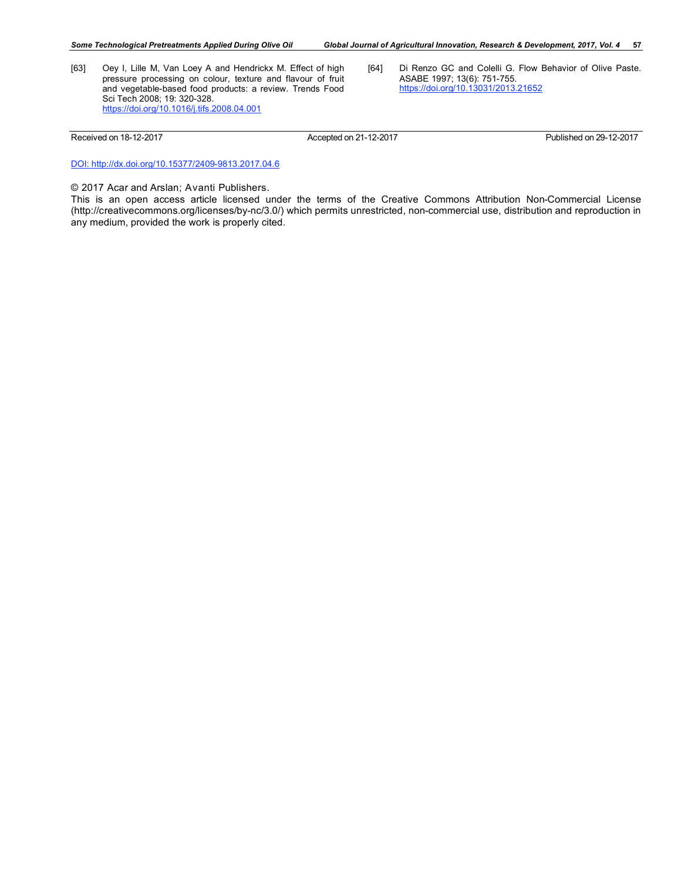[63] Oey I, Lille M, Van Loey A and Hendrickx M. Effect of high pressure processing on colour, texture and flavour of fruit and vegetable-based food products: a review. Trends Food Sci Tech 2008; 19: 320-328. https://doi.org/10.1016/j.tifs.2008.04.001

[64] Di Renzo GC and Colelli G. Flow Behavior of Olive Paste. ASABE 1997; 13(6): 751-755. https://doi.org/10.13031/2013.21652

Received on 18-12-2017 Accepted on 21-12-2017 Published on 29-12-2017

DOI: http://dx.doi.org/10.15377/2409-9813.2017.04.6

© 2017 Acar and Arslan; Avanti Publishers.

This is an open access article licensed under the terms of the Creative Commons Attribution Non-Commercial License (http://creativecommons.org/licenses/by-nc/3.0/) which permits unrestricted, non-commercial use, distribution and reproduction in any medium, provided the work is properly cited.